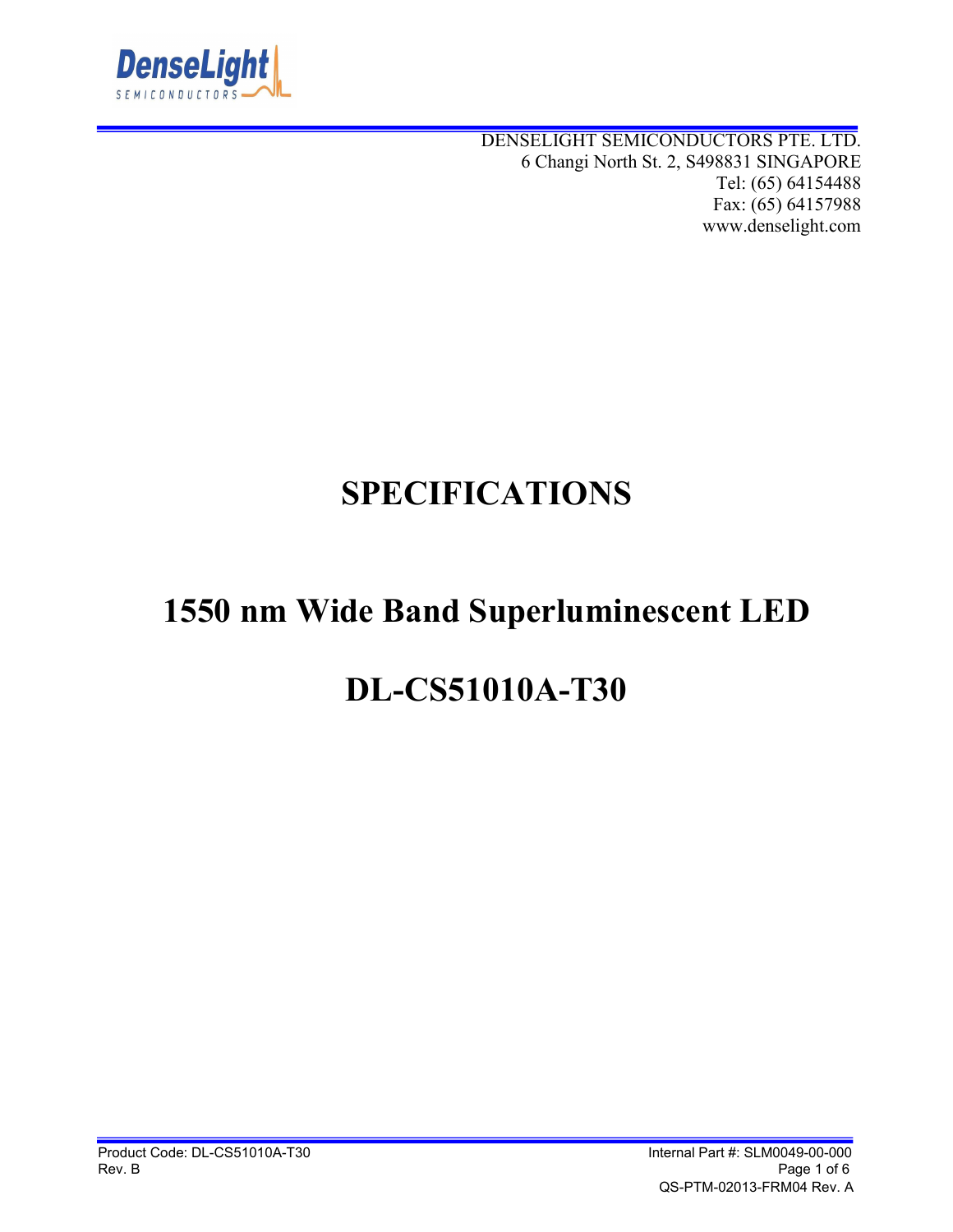DENSELIGHT SEMICONDUCTORS PTE. LTD.
6 Changi North St. 2, S498831 SINGAPORE
Tel: (65) 64154488
Fax: (65) 64157988
www.denselight.com

# SPECIFICATIONS

# 1550 nm Wide Band Superluminescent LED

# DL-CS51010A-T30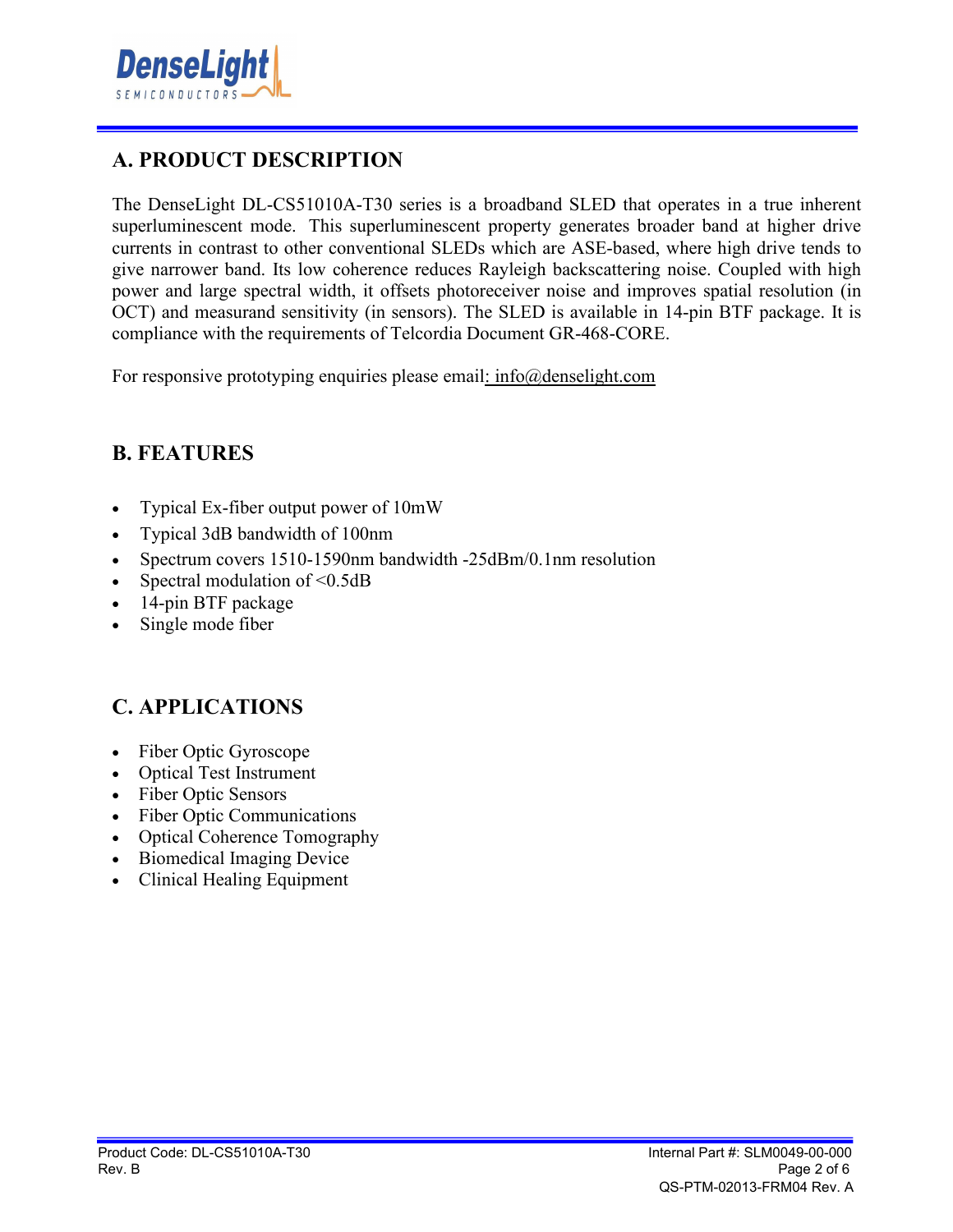## A. PRODUCT DESCRIPTION

The DenseLight DL-CS51010A-T30 series is a broadband SLED that operates in a true inherent superluminescent mode. This superluminescent property generates broader band at higher drive currents in contrast to other conventional SLEDs which are ASE-based, where high drive tends to give narrower band. Its low coherence reduces Rayleigh backscattering noise. Coupled with high power and large spectral width, it offsets photoreceiver noise and improves spatial resolution (in OCT) and measurand sensitivity (in sensors). The SLED is available in 14-pin BTF package. It is compliance with the requirements of Telcordia Document GR-468-CORE.

For responsive prototyping enquiries please email: info@denselight.com

## B. FEATURES

- Typical Ex-fiber output power of 10mW
- Typical 3dB bandwidth of 100nm
- Spectrum covers 1510-1590nm bandwidth -25dBm/0.1nm resolution
- Spectral modulation of <0.5dB
- 14-pin BTF package
- Single mode fiber

## C. APPLICATIONS

- Fiber Optic Gyroscope
- Optical Test Instrument
- Fiber Optic Sensors
- Fiber Optic Communications
- Optical Coherence Tomography
- Biomedical Imaging Device
- Clinical Healing Equipment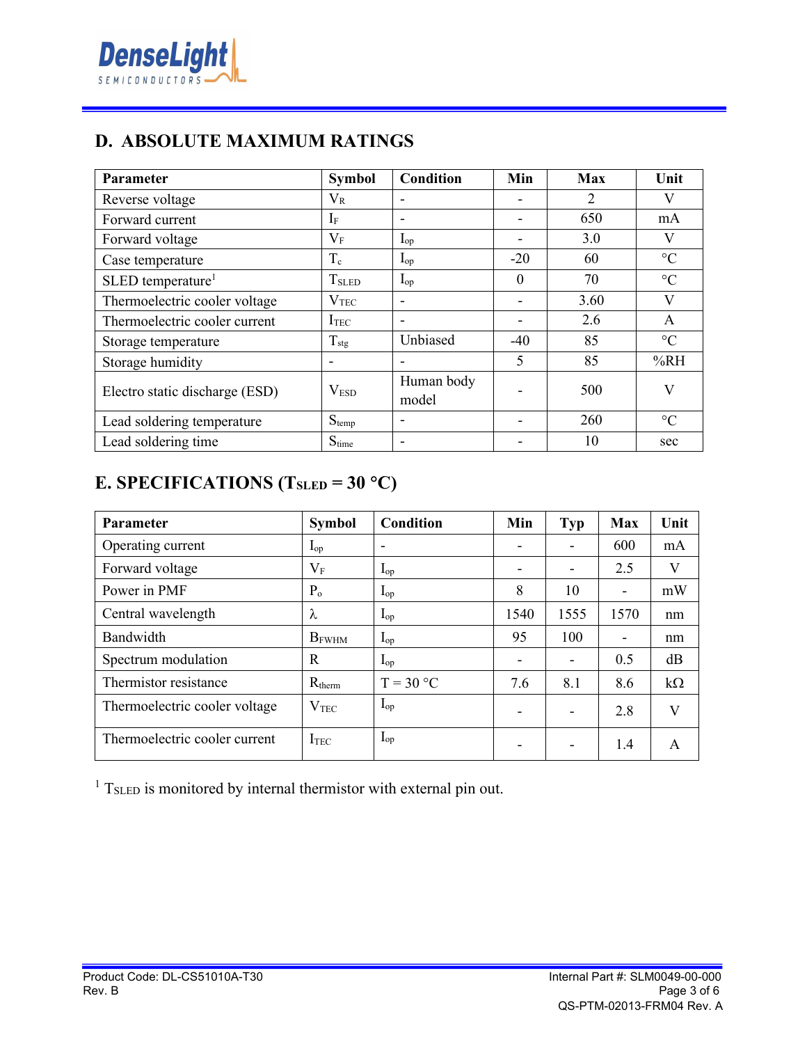## D. ABSOLUTE MAXIMUM RATINGS

| Parameter | Symbol | Condition | Min | Max | Unit |
|---|---|---|---|---|---|
| Reverse voltage | $V_R$ | - | - | 2 | V |
| Forward current | $I_F$ | - | - | 650 | mA |
| Forward voltage | $V_F$ | $I_{op}$ | - | 3.0 | V |
| Case temperature | $T_c$ | $I_{op}$ | -20 | 60 | °C |
| SLED temperature[1] | $T_{SLED}$ | $I_{op}$ | 0 | 70 | °C |
| Thermoelectric cooler voltage | $V_{TEC}$ | - | - | 3.60 | V |
| Thermoelectric cooler current | $I_{TEC}$ | - | - | 2.6 | A |
| Storage temperature | $T_{stg}$ | Unbiased | -40 | 85 | °C |
| Storage humidity | - | - | 5 | 85 | %RH |
| Electro static discharge (ESD) | $V_{ESD}$ | Human body model | - | 500 | V |
| Lead soldering temperature | $S_{temp}$ | - | - | 260 | °C |
| Lead soldering time | $S_{time}$ | - | - | 10 | sec |

## E. SPECIFICATIONS ($T_{SLED}$ = 30 °C)

| Parameter | Symbol | Condition | Min | Typ | Max | Unit |
|---|---|---|---|---|---|---|
| Operating current | $I_{op}$ | - | - | - | 600 | mA |
| Forward voltage | $V_F$ | $I_{op}$ | - | - | 2.5 | V |
| Power in PMF | $P_o$ | $I_{op}$ | 8 | 10 | - | mW |
| Central wavelength | $\lambda$ | $I_{op}$ | 1540 | 1555 | 1570 | nm |
| Bandwidth | $B_{FWHM}$ | $I_{op}$ | 95 | 100 | - | nm |
| Spectrum modulation | R | $I_{op}$ | - | - | 0.5 | dB |
| Thermistor resistance | $R_{therm}$ | T = 30 °C | 7.6 | 8.1 | 8.6 | kΩ |
| Thermoelectric cooler voltage | $V_{TEC}$ | $I_{op}$ | - | - | 2.8 | V |
| Thermoelectric cooler current | $I_{TEC}$ | $I_{op}$ | - | - | 1.4 | A |

[1] $T_{SLED}$ is monitored by internal thermistor with external pin out.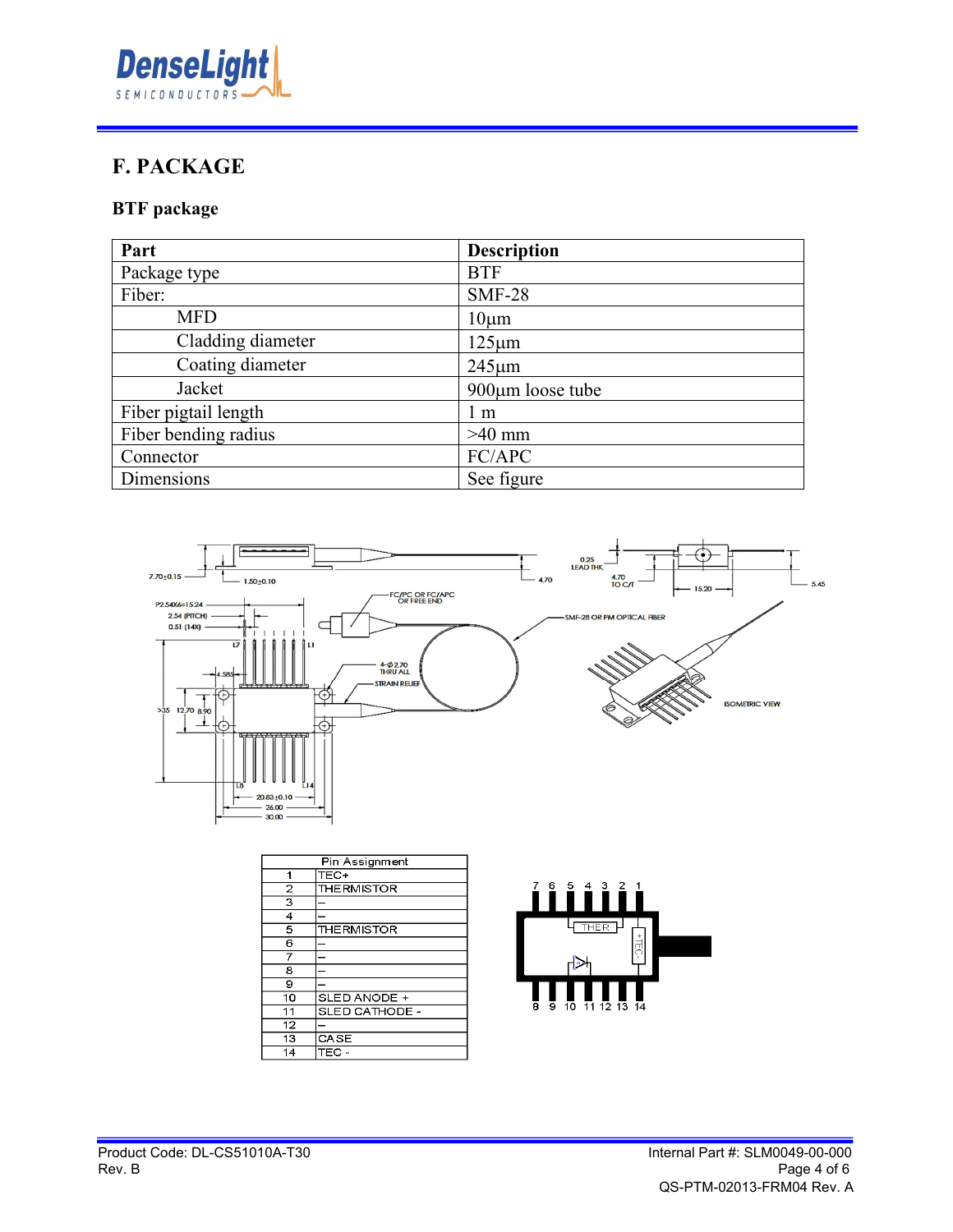## F. PACKAGE

### BTF package

| Part | Description |
|---|---|
| Package type | BTF |
| Fiber: | SMF-28 |
| MFD | 10µm |
| Cladding diameter | 125µm |
| Coating diameter | 245µm |
| Jacket | 900µm loose tube |
| Fiber pigtail length | 1 m |
| Fiber bending radius | >40 mm |
| Connector | FC/APC |
| Dimensions | See figure |

| Pin Assignment | |
|---|---|
| 1 | TEC+ |
| 2 | THERMISTOR |
| 3 | – |
| 4 | – |
| 5 | THERMISTOR |
| 6 | – |
| 7 | – |
| 8 | – |
| 9 | – |
| 10 | SLED ANODE + |
| 11 | SLED CATHODE - |
| 12 | – |
| 13 | CASE |
| 14 | TEC - |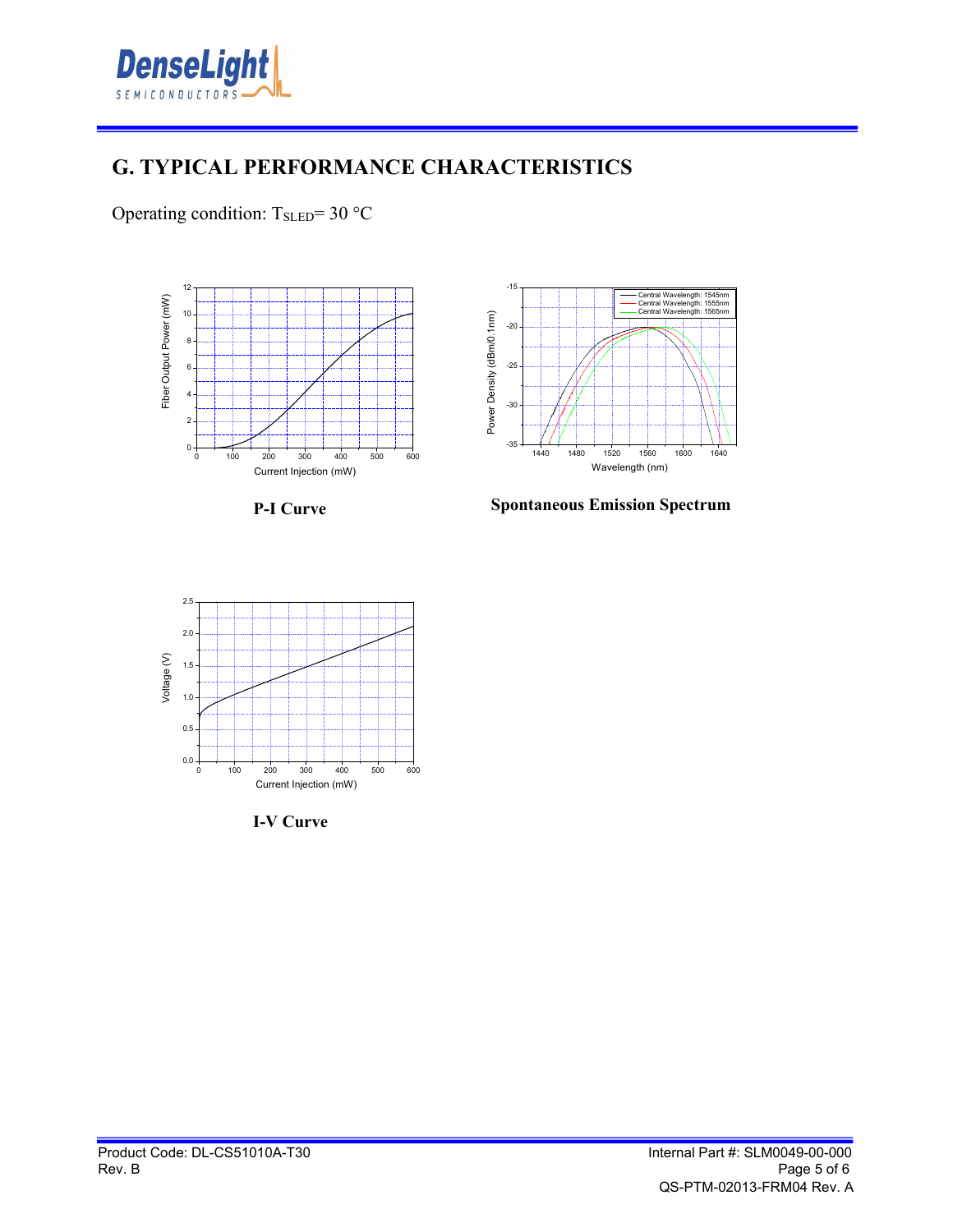## G. TYPICAL PERFORMANCE CHARACTERISTICS

Operating condition: $T_{SLED}$= 30 °C

**P-I Curve**

**Spontaneous Emission Spectrum**

**I-V Curve**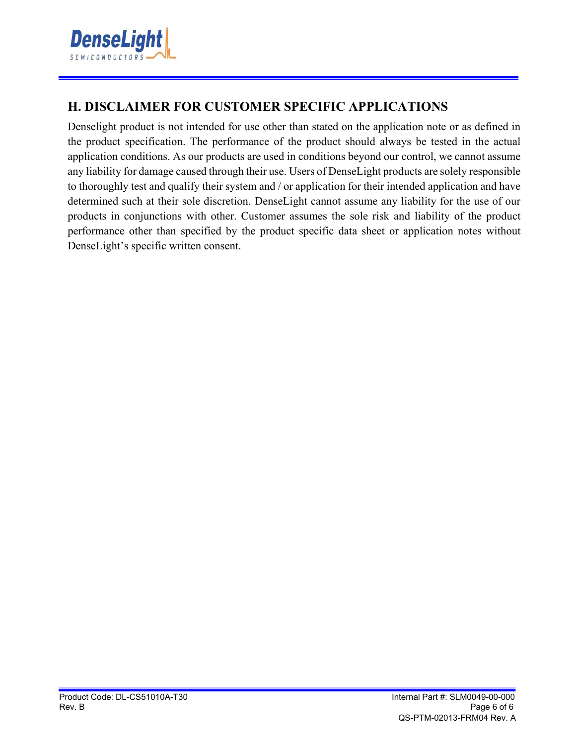## H. DISCLAIMER FOR CUSTOMER SPECIFIC APPLICATIONS

Denselight product is not intended for use other than stated on the application note or as defined in the product specification. The performance of the product should always be tested in the actual application conditions. As our products are used in conditions beyond our control, we cannot assume any liability for damage caused through their use. Users of DenseLight products are solely responsible to thoroughly test and qualify their system and / or application for their intended application and have determined such at their sole discretion. DenseLight cannot assume any liability for the use of our products in conjunctions with other. Customer assumes the sole risk and liability of the product performance other than specified by the product specific data sheet or application notes without DenseLight's specific written consent.